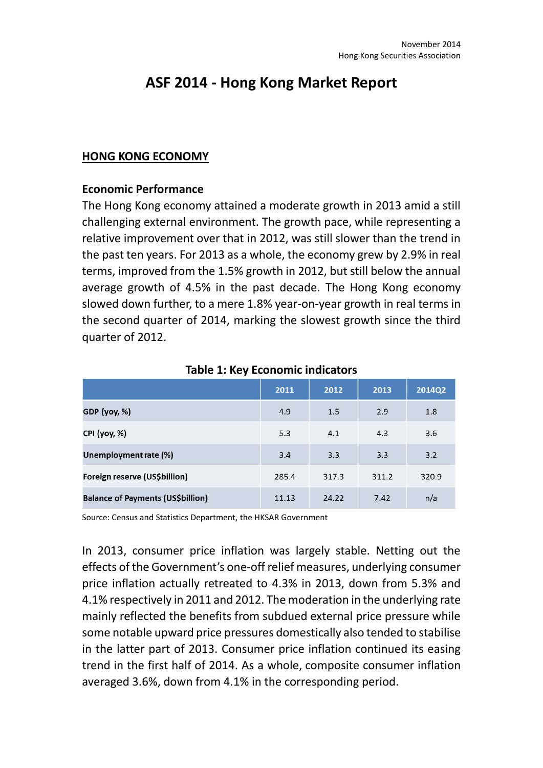November 2014
Hong Kong Securities Association

# ASF 2014 - Hong Kong Market Report

## HONG KONG ECONOMY

### Economic Performance

The Hong Kong economy attained a moderate growth in 2013 amid a still challenging external environment. The growth pace, while representing a relative improvement over that in 2012, was still slower than the trend in the past ten years. For 2013 as a whole, the economy grew by 2.9% in real terms, improved from the 1.5% growth in 2012, but still below the annual average growth of 4.5% in the past decade. The Hong Kong economy slowed down further, to a mere 1.8% year-on-year growth in real terms in the second quarter of 2014, marking the slowest growth since the third quarter of 2012.

**Table 1: Key Economic indicators**

| | 2011 | 2012 | 2013 | 2014Q2 |
|---|---|---|---|---|
| **GDP (yoy, %)** | 4.9 | 1.5 | 2.9 | 1.8 |
| **CPI (yoy, %)** | 5.3 | 4.1 | 4.3 | 3.6 |
| **Unemployment rate (%)** | 3.4 | 3.3 | 3.3 | 3.2 |
| **Foreign reserve (US$billion)** | 285.4 | 317.3 | 311.2 | 320.9 |
| **Balance of Payments (US$billion)** | 11.13 | 24.22 | 7.42 | n/a |

Source: Census and Statistics Department, the HKSAR Government

In 2013, consumer price inflation was largely stable. Netting out the effects of the Government's one-off relief measures, underlying consumer price inflation actually retreated to 4.3% in 2013, down from 5.3% and 4.1% respectively in 2011 and 2012. The moderation in the underlying rate mainly reflected the benefits from subdued external price pressure while some notable upward price pressures domestically also tended to stabilise in the latter part of 2013. Consumer price inflation continued its easing trend in the first half of 2014. As a whole, composite consumer inflation averaged 3.6%, down from 4.1% in the corresponding period.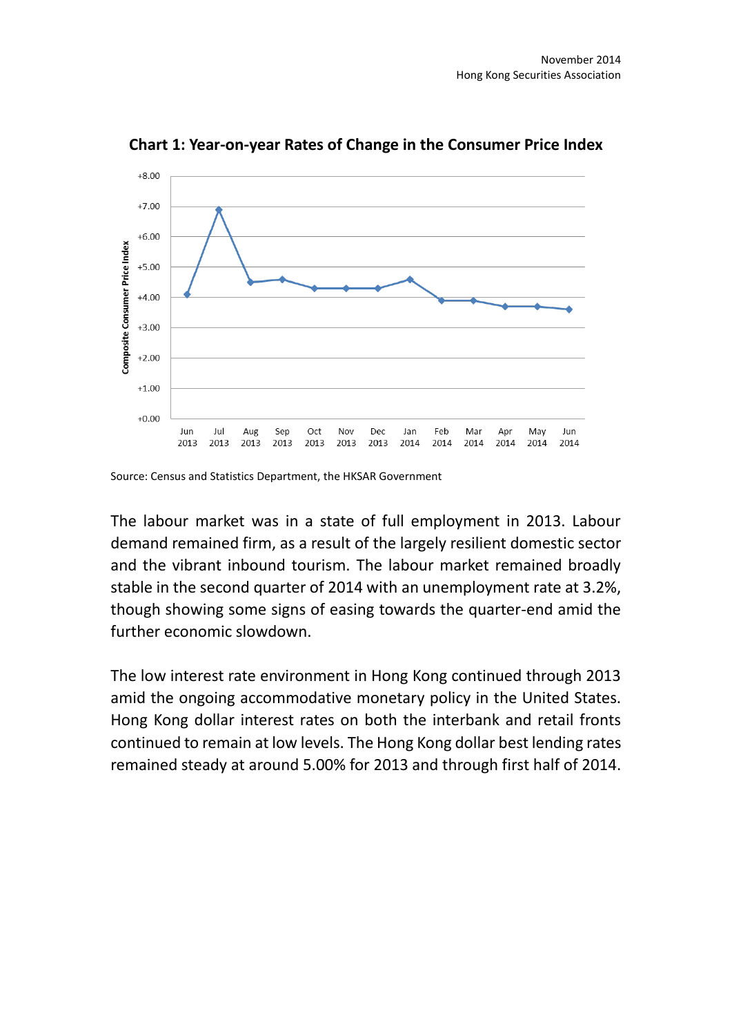**Chart 1: Year-on-year Rates of Change in the Consumer Price Index**

Source: Census and Statistics Department, the HKSAR Government

The labour market was in a state of full employment in 2013. Labour demand remained firm, as a result of the largely resilient domestic sector and the vibrant inbound tourism. The labour market remained broadly stable in the second quarter of 2014 with an unemployment rate at 3.2%, though showing some signs of easing towards the quarter-end amid the further economic slowdown.

The low interest rate environment in Hong Kong continued through 2013 amid the ongoing accommodative monetary policy in the United States. Hong Kong dollar interest rates on both the interbank and retail fronts continued to remain at low levels. The Hong Kong dollar best lending rates remained steady at around 5.00% for 2013 and through first half of 2014.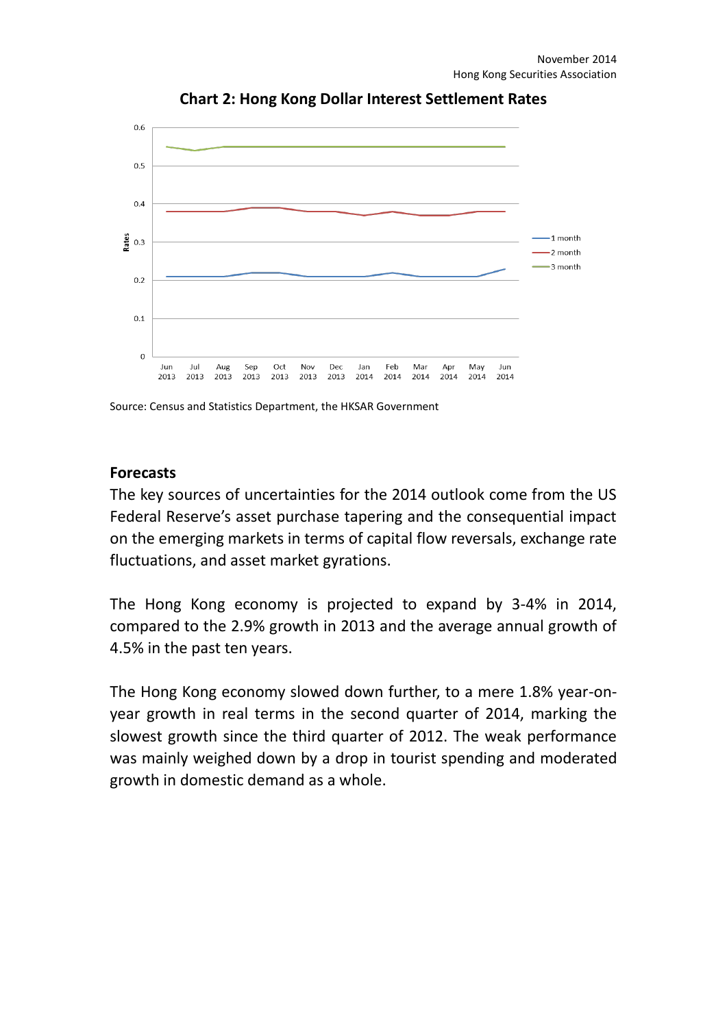**Chart 2: Hong Kong Dollar Interest Settlement Rates**

Source: Census and Statistics Department, the HKSAR Government

## Forecasts

The key sources of uncertainties for the 2014 outlook come from the US Federal Reserve's asset purchase tapering and the consequential impact on the emerging markets in terms of capital flow reversals, exchange rate fluctuations, and asset market gyrations.

The Hong Kong economy is projected to expand by 3-4% in 2014, compared to the 2.9% growth in 2013 and the average annual growth of 4.5% in the past ten years.

The Hong Kong economy slowed down further, to a mere 1.8% year-on-year growth in real terms in the second quarter of 2014, marking the slowest growth since the third quarter of 2012. The weak performance was mainly weighed down by a drop in tourist spending and moderated growth in domestic demand as a whole.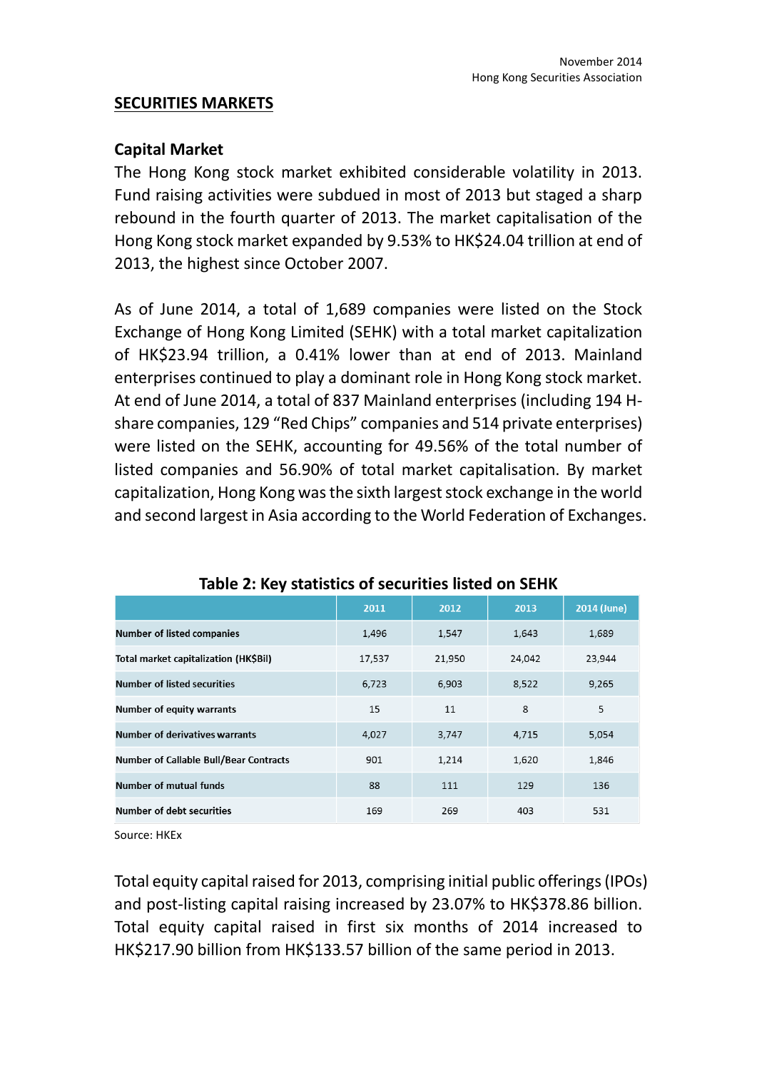## SECURITIES MARKETS

### Capital Market

The Hong Kong stock market exhibited considerable volatility in 2013. Fund raising activities were subdued in most of 2013 but staged a sharp rebound in the fourth quarter of 2013. The market capitalisation of the Hong Kong stock market expanded by 9.53% to HK$24.04 trillion at end of 2013, the highest since October 2007.

As of June 2014, a total of 1,689 companies were listed on the Stock Exchange of Hong Kong Limited (SEHK) with a total market capitalization of HK$23.94 trillion, a 0.41% lower than at end of 2013. Mainland enterprises continued to play a dominant role in Hong Kong stock market. At end of June 2014, a total of 837 Mainland enterprises (including 194 H-share companies, 129 "Red Chips" companies and 514 private enterprises) were listed on the SEHK, accounting for 49.56% of the total number of listed companies and 56.90% of total market capitalisation. By market capitalization, Hong Kong was the sixth largest stock exchange in the world and second largest in Asia according to the World Federation of Exchanges.

**Table 2: Key statistics of securities listed on SEHK**

| | 2011 | 2012 | 2013 | 2014 (June) |
|---|---|---|---|---|
| Number of listed companies | 1,496 | 1,547 | 1,643 | 1,689 |
| Total market capitalization (HK$Bil) | 17,537 | 21,950 | 24,042 | 23,944 |
| Number of listed securities | 6,723 | 6,903 | 8,522 | 9,265 |
| Number of equity warrants | 15 | 11 | 8 | 5 |
| Number of derivatives warrants | 4,027 | 3,747 | 4,715 | 5,054 |
| Number of Callable Bull/Bear Contracts | 901 | 1,214 | 1,620 | 1,846 |
| Number of mutual funds | 88 | 111 | 129 | 136 |
| Number of debt securities | 169 | 269 | 403 | 531 |

Source: HKEx

Total equity capital raised for 2013, comprising initial public offerings (IPOs) and post-listing capital raising increased by 23.07% to HK$378.86 billion. Total equity capital raised in first six months of 2014 increased to HK$217.90 billion from HK$133.57 billion of the same period in 2013.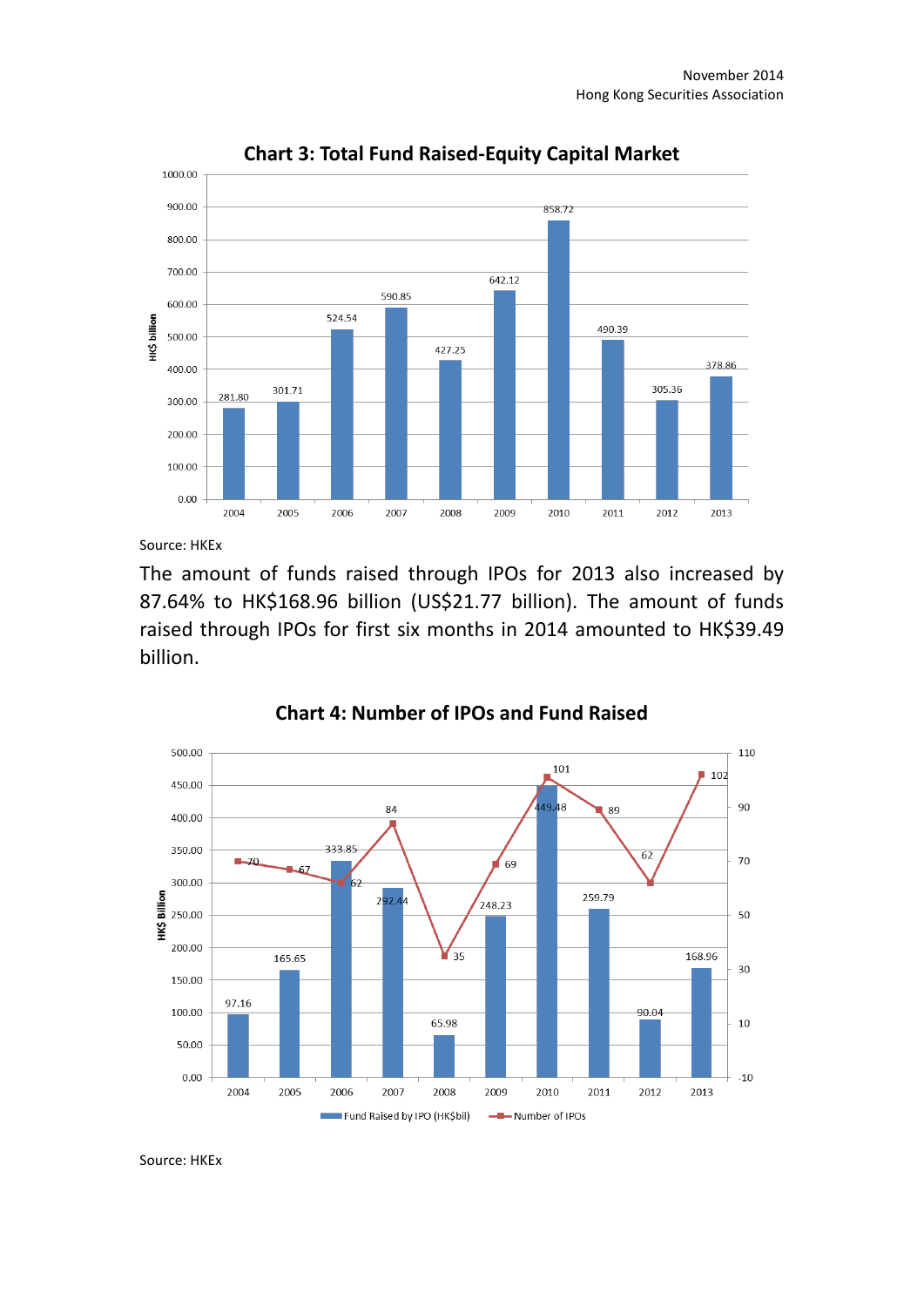**Chart 3: Total Fund Raised-Equity Capital Market**

| Year | HK$ billion |
|---|---|
| 2004 | 281.80 |
| 2005 | 301.71 |
| 2006 | 524.54 |
| 2007 | 590.85 |
| 2008 | 427.25 |
| 2009 | 642.12 |
| 2010 | 858.72 |
| 2011 | 490.39 |
| 2012 | 305.36 |
| 2013 | 378.86 |

Source: HKEx

The amount of funds raised through IPOs for 2013 also increased by 87.64% to HK$168.96 billion (US$21.77 billion). The amount of funds raised through IPOs for first six months in 2014 amounted to HK$39.49 billion.

**Chart 4: Number of IPOs and Fund Raised**

| Year | Fund Raised by IPO (HK$bil) | Number of IPOs |
|---|---|---|
| 2004 | 97.16 | 70 |
| 2005 | 165.65 | 67 |
| 2006 | 333.85 | 62 |
| 2007 | 292.44 | 84 |
| 2008 | 65.98 | 35 |
| 2009 | 248.23 | 69 |
| 2010 | 449.48 | 101 |
| 2011 | 259.79 | 89 |
| 2012 | 90.04 | 62 |
| 2013 | 168.96 | 102 |

Source: HKEx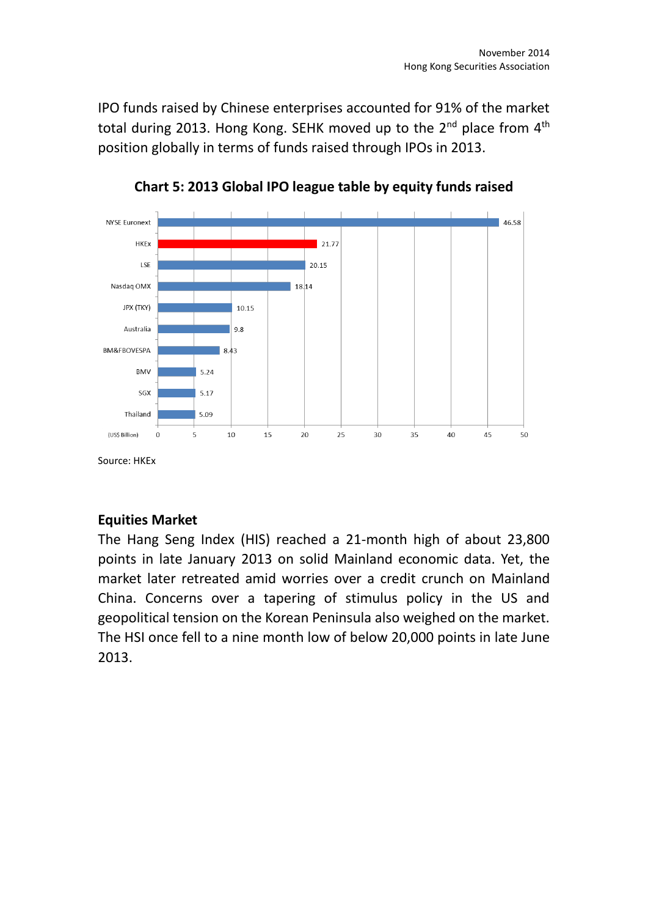IPO funds raised by Chinese enterprises accounted for 91% of the market total during 2013. Hong Kong. SEHK moved up to the 2nd place from 4th position globally in terms of funds raised through IPOs in 2013.

**Chart 5: 2013 Global IPO league table by equity funds raised**

| Exchange | (US$ Billion) |
|---|---|
| NYSE Euronext | 46.58 |
| HKEx | 21.77 |
| LSE | 20.15 |
| Nasdaq OMX | 18.14 |
| JPX (TKY) | 10.15 |
| Australia | 9.8 |
| BM&FBOVESPA | 8.43 |
| BMV | 5.24 |
| SGX | 5.17 |
| Thailand | 5.09 |

Source: HKEx

## Equities Market

The Hang Seng Index (HIS) reached a 21-month high of about 23,800 points in late January 2013 on solid Mainland economic data. Yet, the market later retreated amid worries over a credit crunch on Mainland China. Concerns over a tapering of stimulus policy in the US and geopolitical tension on the Korean Peninsula also weighed on the market. The HSI once fell to a nine month low of below 20,000 points in late June 2013.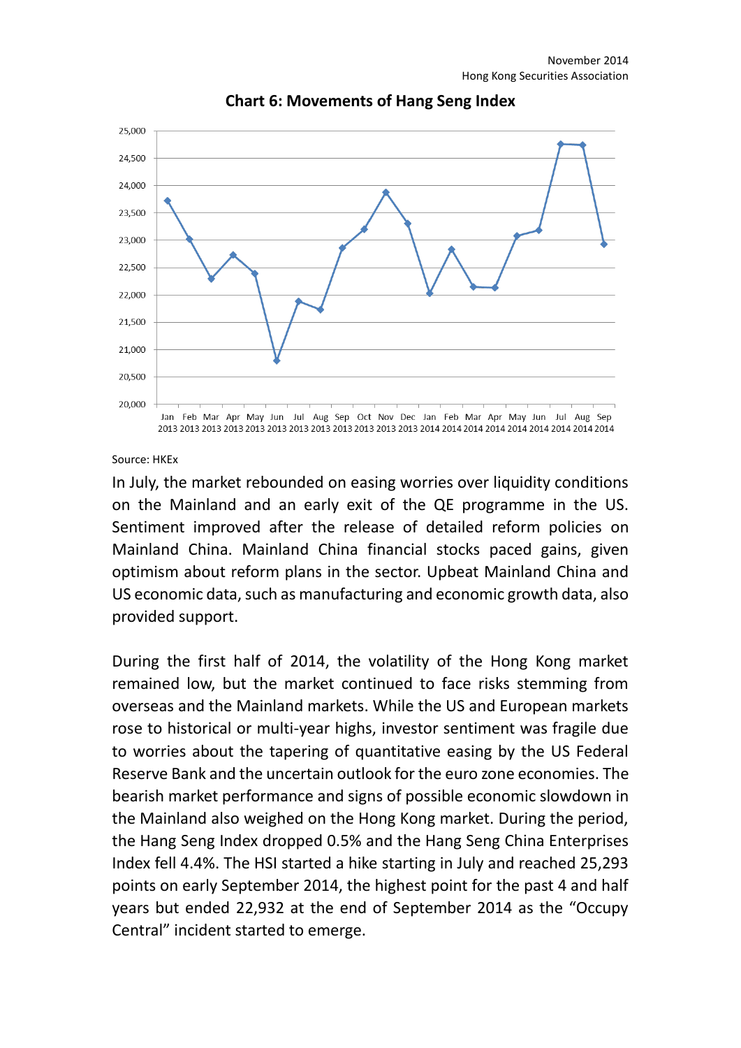**Chart 6: Movements of Hang Seng Index**

Source: HKEx

In July, the market rebounded on easing worries over liquidity conditions on the Mainland and an early exit of the QE programme in the US. Sentiment improved after the release of detailed reform policies on Mainland China. Mainland China financial stocks paced gains, given optimism about reform plans in the sector. Upbeat Mainland China and US economic data, such as manufacturing and economic growth data, also provided support.

During the first half of 2014, the volatility of the Hong Kong market remained low, but the market continued to face risks stemming from overseas and the Mainland markets. While the US and European markets rose to historical or multi-year highs, investor sentiment was fragile due to worries about the tapering of quantitative easing by the US Federal Reserve Bank and the uncertain outlook for the euro zone economies. The bearish market performance and signs of possible economic slowdown in the Mainland also weighed on the Hong Kong market. During the period, the Hang Seng Index dropped 0.5% and the Hang Seng China Enterprises Index fell 4.4%. The HSI started a hike starting in July and reached 25,293 points on early September 2014, the highest point for the past 4 and half years but ended 22,932 at the end of September 2014 as the "Occupy Central" incident started to emerge.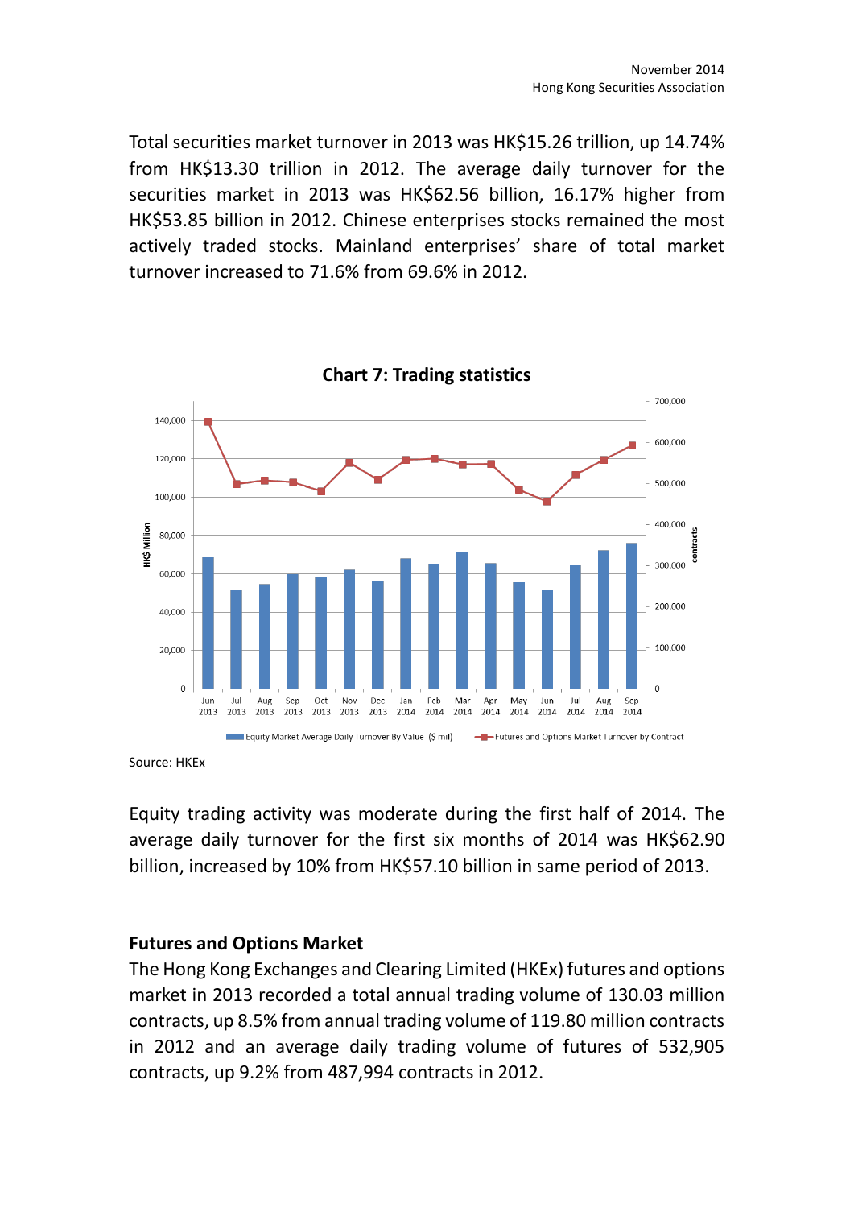Total securities market turnover in 2013 was HK$15.26 trillion, up 14.74% from HK$13.30 trillion in 2012. The average daily turnover for the securities market in 2013 was HK$62.56 billion, 16.17% higher from HK$53.85 billion in 2012. Chinese enterprises stocks remained the most actively traded stocks. Mainland enterprises' share of total market turnover increased to 71.6% from 69.6% in 2012.

**Chart 7: Trading statistics**

Source: HKEx

Equity trading activity was moderate during the first half of 2014. The average daily turnover for the first six months of 2014 was HK$62.90 billion, increased by 10% from HK$57.10 billion in same period of 2013.

**Futures and Options Market**

The Hong Kong Exchanges and Clearing Limited (HKEx) futures and options market in 2013 recorded a total annual trading volume of 130.03 million contracts, up 8.5% from annual trading volume of 119.80 million contracts in 2012 and an average daily trading volume of futures of 532,905 contracts, up 9.2% from 487,994 contracts in 2012.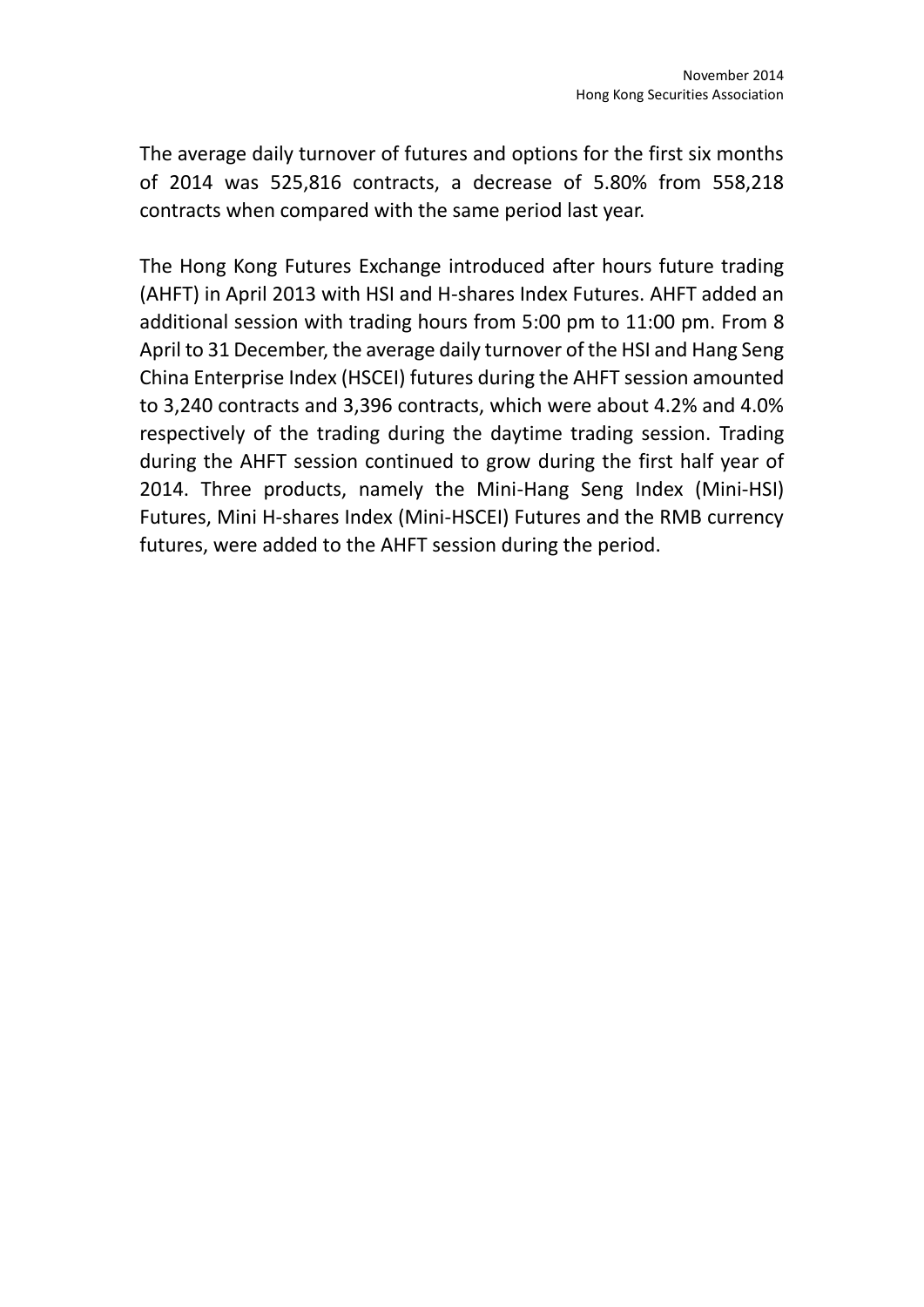The average daily turnover of futures and options for the first six months of 2014 was 525,816 contracts, a decrease of 5.80% from 558,218 contracts when compared with the same period last year.

The Hong Kong Futures Exchange introduced after hours future trading (AHFT) in April 2013 with HSI and H-shares Index Futures. AHFT added an additional session with trading hours from 5:00 pm to 11:00 pm. From 8 April to 31 December, the average daily turnover of the HSI and Hang Seng China Enterprise Index (HSCEI) futures during the AHFT session amounted to 3,240 contracts and 3,396 contracts, which were about 4.2% and 4.0% respectively of the trading during the daytime trading session. Trading during the AHFT session continued to grow during the first half year of 2014. Three products, namely the Mini-Hang Seng Index (Mini-HSI) Futures, Mini H-shares Index (Mini-HSCEI) Futures and the RMB currency futures, were added to the AHFT session during the period.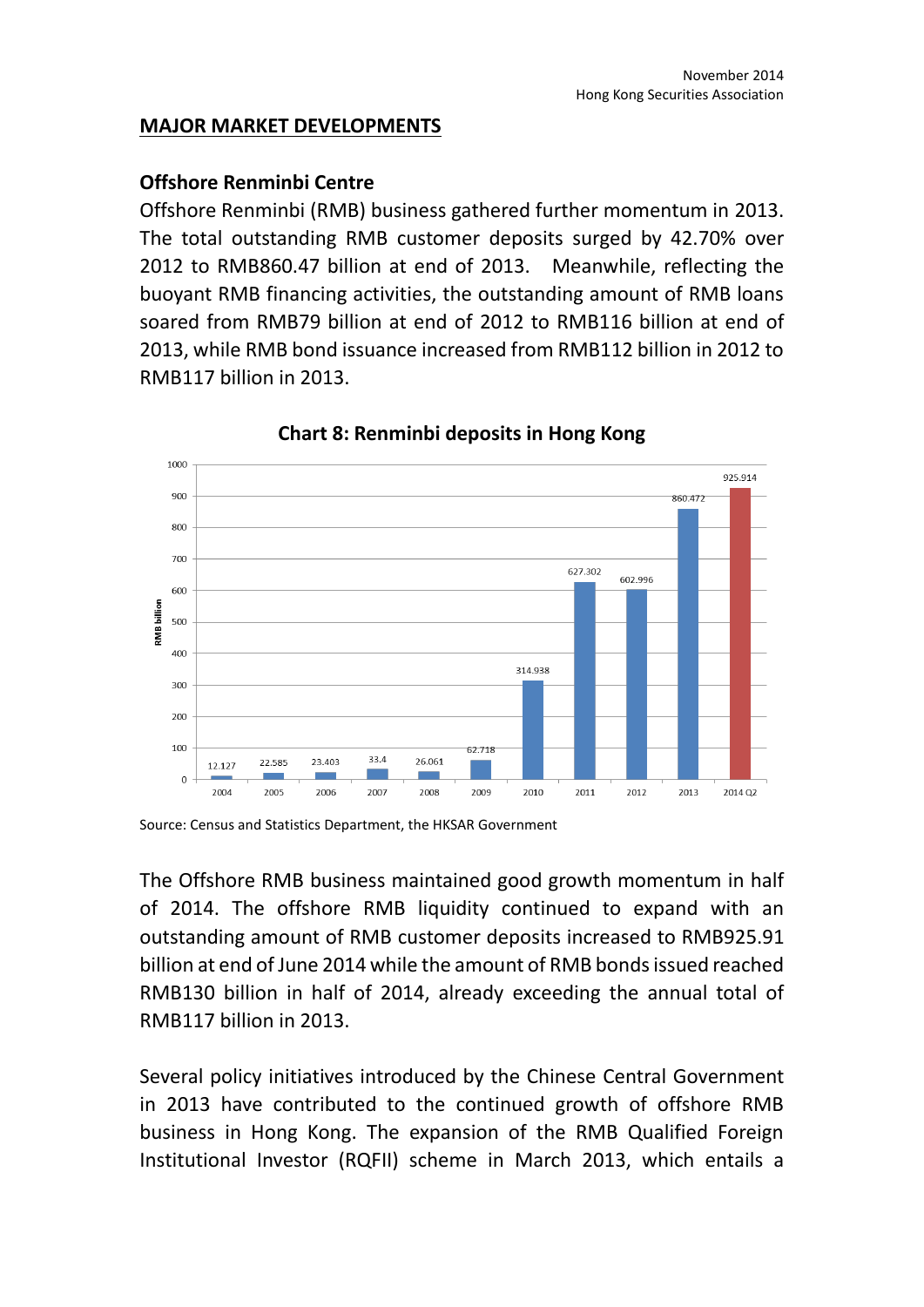## MAJOR MARKET DEVELOPMENTS

### Offshore Renminbi Centre

Offshore Renminbi (RMB) business gathered further momentum in 2013. The total outstanding RMB customer deposits surged by 42.70% over 2012 to RMB860.47 billion at end of 2013. Meanwhile, reflecting the buoyant RMB financing activities, the outstanding amount of RMB loans soared from RMB79 billion at end of 2012 to RMB116 billion at end of 2013, while RMB bond issuance increased from RMB112 billion in 2012 to RMB117 billion in 2013.

**Chart 8: Renminbi deposits in Hong Kong**

| Year | RMB billion |
|---|---|
| 2004 | 12.127 |
| 2005 | 22.585 |
| 2006 | 23.403 |
| 2007 | 33.4 |
| 2008 | 26.061 |
| 2009 | 62.718 |
| 2010 | 314.938 |
| 2011 | 627.302 |
| 2012 | 602.996 |
| 2013 | 860.472 |
| 2014 Q2 | 925.914 |

Source: Census and Statistics Department, the HKSAR Government

The Offshore RMB business maintained good growth momentum in half of 2014. The offshore RMB liquidity continued to expand with an outstanding amount of RMB customer deposits increased to RMB925.91 billion at end of June 2014 while the amount of RMB bonds issued reached RMB130 billion in half of 2014, already exceeding the annual total of RMB117 billion in 2013.

Several policy initiatives introduced by the Chinese Central Government in 2013 have contributed to the continued growth of offshore RMB business in Hong Kong. The expansion of the RMB Qualified Foreign Institutional Investor (RQFII) scheme in March 2013, which entails a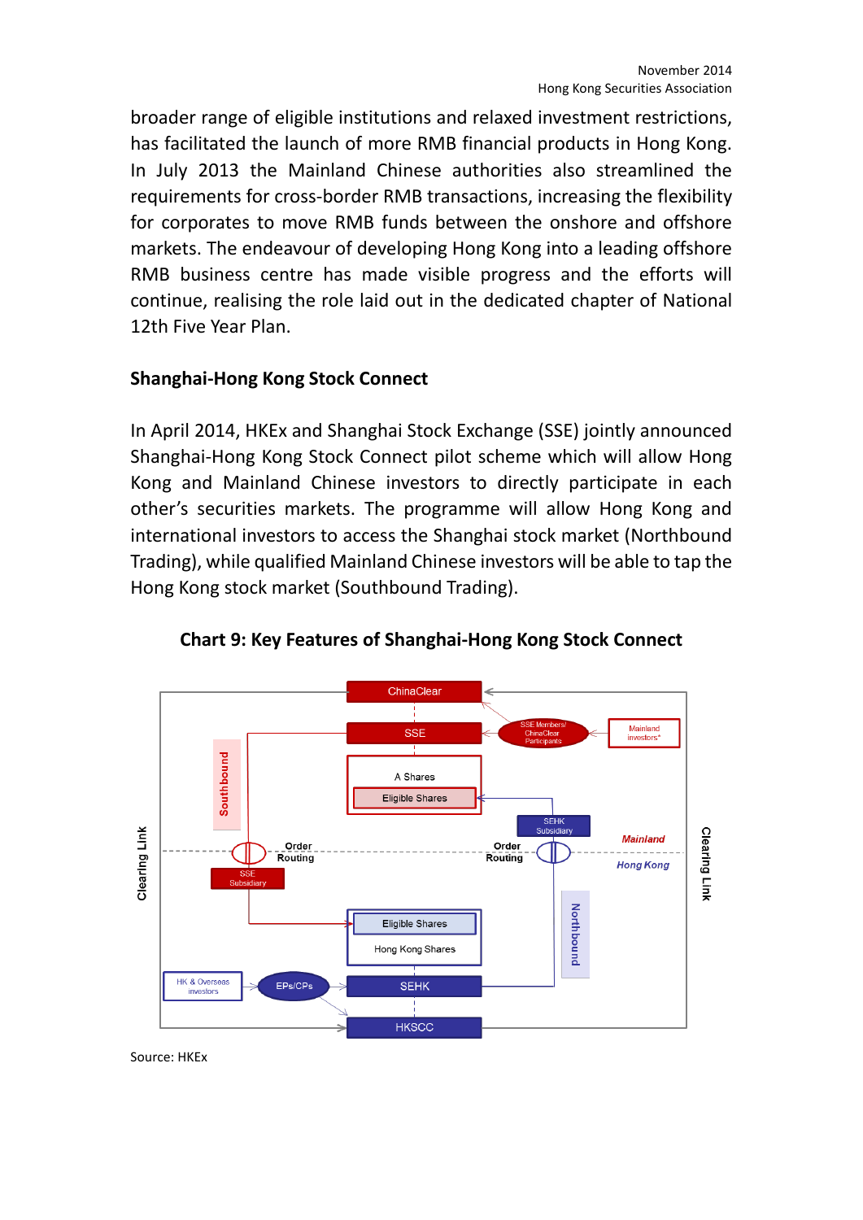broader range of eligible institutions and relaxed investment restrictions, has facilitated the launch of more RMB financial products in Hong Kong. In July 2013 the Mainland Chinese authorities also streamlined the requirements for cross-border RMB transactions, increasing the flexibility for corporates to move RMB funds between the onshore and offshore markets. The endeavour of developing Hong Kong into a leading offshore RMB business centre has made visible progress and the efforts will continue, realising the role laid out in the dedicated chapter of National 12th Five Year Plan.

## Shanghai-Hong Kong Stock Connect

In April 2014, HKEx and Shanghai Stock Exchange (SSE) jointly announced Shanghai-Hong Kong Stock Connect pilot scheme which will allow Hong Kong and Mainland Chinese investors to directly participate in each other's securities markets. The programme will allow Hong Kong and international investors to access the Shanghai stock market (Northbound Trading), while qualified Mainland Chinese investors will be able to tap the Hong Kong stock market (Southbound Trading).

**Chart 9: Key Features of Shanghai-Hong Kong Stock Connect**

ChinaClear

SSE

SSE Members/ ChinaClear Participants

Mainland investors*

A Shares

Eligible Shares

SEHK Subsidiary

Southbound

Clearing Link

Order Routing

Order Routing

Mainland

Hong Kong

Clearing Link

SSE Subsidiary

Eligible Shares

Hong Kong Shares

Northbound

HK & Overseas investors

EPs/CPs

SEHK

HKSCC

Source: HKEx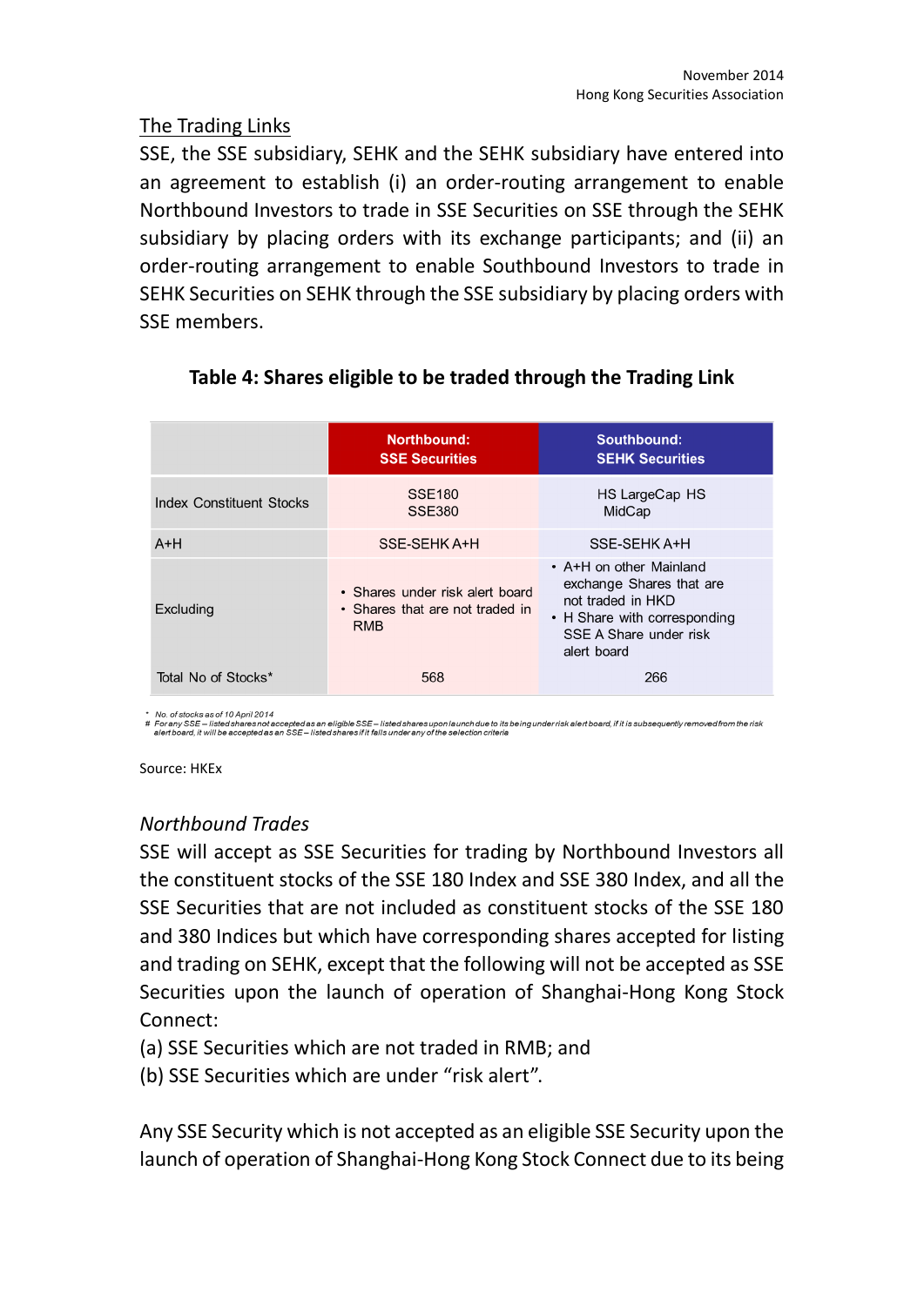## The Trading Links

SSE, the SSE subsidiary, SEHK and the SEHK subsidiary have entered into an agreement to establish (i) an order-routing arrangement to enable Northbound Investors to trade in SSE Securities on SSE through the SEHK subsidiary by placing orders with its exchange participants; and (ii) an order-routing arrangement to enable Southbound Investors to trade in SEHK Securities on SEHK through the SSE subsidiary by placing orders with SSE members.

**Table 4: Shares eligible to be traded through the Trading Link**

| | Northbound: SSE Securities | Southbound: SEHK Securities |
|---|---|---|
| Index Constituent Stocks | SSE180<br>SSE380 | HS LargeCap HS MidCap |
| A+H | SSE-SEHK A+H | SSE-SEHK A+H |
| Excluding | • Shares under risk alert board<br>• Shares that are not traded in RMB | • A+H on other Mainland exchange Shares that are not traded in HKD<br>• H Share with corresponding SSE A Share under risk alert board |
| Total No of Stocks* | 568 | 266 |

\* No. of stocks as of 10 April 2014
# For any SSE – listed shares not accepted as an eligible SSE – listed shares upon launch due to its being under risk alert board, if it is subsequently removed from the risk alert board, it will be accepted as an SSE – listed shares if it falls under any of the selection criteria

Source: HKEx

*Northbound Trades*

SSE will accept as SSE Securities for trading by Northbound Investors all the constituent stocks of the SSE 180 Index and SSE 380 Index, and all the SSE Securities that are not included as constituent stocks of the SSE 180 and 380 Indices but which have corresponding shares accepted for listing and trading on SEHK, except that the following will not be accepted as SSE Securities upon the launch of operation of Shanghai-Hong Kong Stock Connect:

(a) SSE Securities which are not traded in RMB; and

(b) SSE Securities which are under "risk alert".

Any SSE Security which is not accepted as an eligible SSE Security upon the launch of operation of Shanghai-Hong Kong Stock Connect due to its being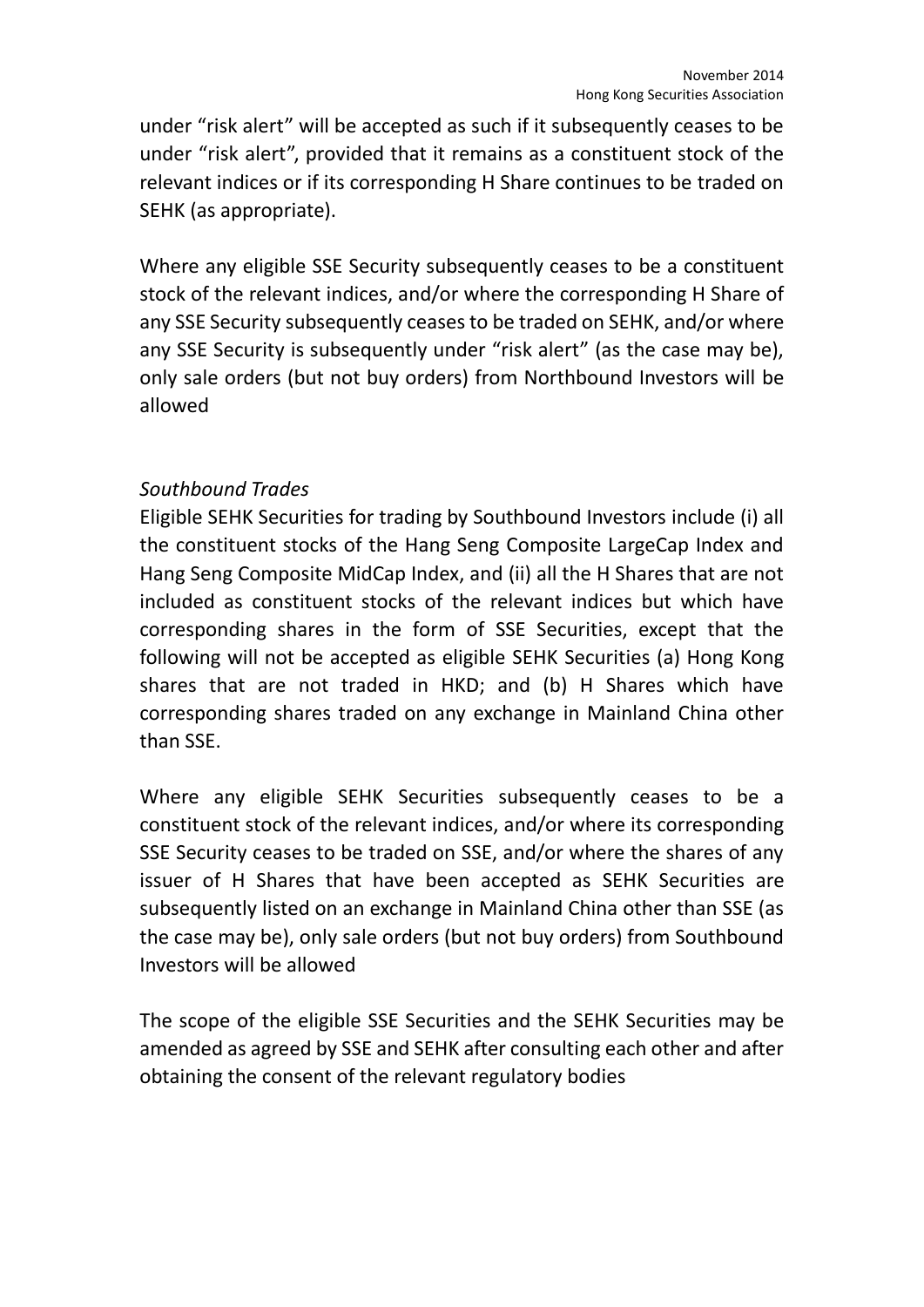under “risk alert” will be accepted as such if it subsequently ceases to be under “risk alert”, provided that it remains as a constituent stock of the relevant indices or if its corresponding H Share continues to be traded on SEHK (as appropriate).

Where any eligible SSE Security subsequently ceases to be a constituent stock of the relevant indices, and/or where the corresponding H Share of any SSE Security subsequently ceases to be traded on SEHK, and/or where any SSE Security is subsequently under “risk alert” (as the case may be), only sale orders (but not buy orders) from Northbound Investors will be allowed

*Southbound Trades*

Eligible SEHK Securities for trading by Southbound Investors include (i) all the constituent stocks of the Hang Seng Composite LargeCap Index and Hang Seng Composite MidCap Index, and (ii) all the H Shares that are not included as constituent stocks of the relevant indices but which have corresponding shares in the form of SSE Securities, except that the following will not be accepted as eligible SEHK Securities (a) Hong Kong shares that are not traded in HKD; and (b) H Shares which have corresponding shares traded on any exchange in Mainland China other than SSE.

Where any eligible SEHK Securities subsequently ceases to be a constituent stock of the relevant indices, and/or where its corresponding SSE Security ceases to be traded on SSE, and/or where the shares of any issuer of H Shares that have been accepted as SEHK Securities are subsequently listed on an exchange in Mainland China other than SSE (as the case may be), only sale orders (but not buy orders) from Southbound Investors will be allowed

The scope of the eligible SSE Securities and the SEHK Securities may be amended as agreed by SSE and SEHK after consulting each other and after obtaining the consent of the relevant regulatory bodies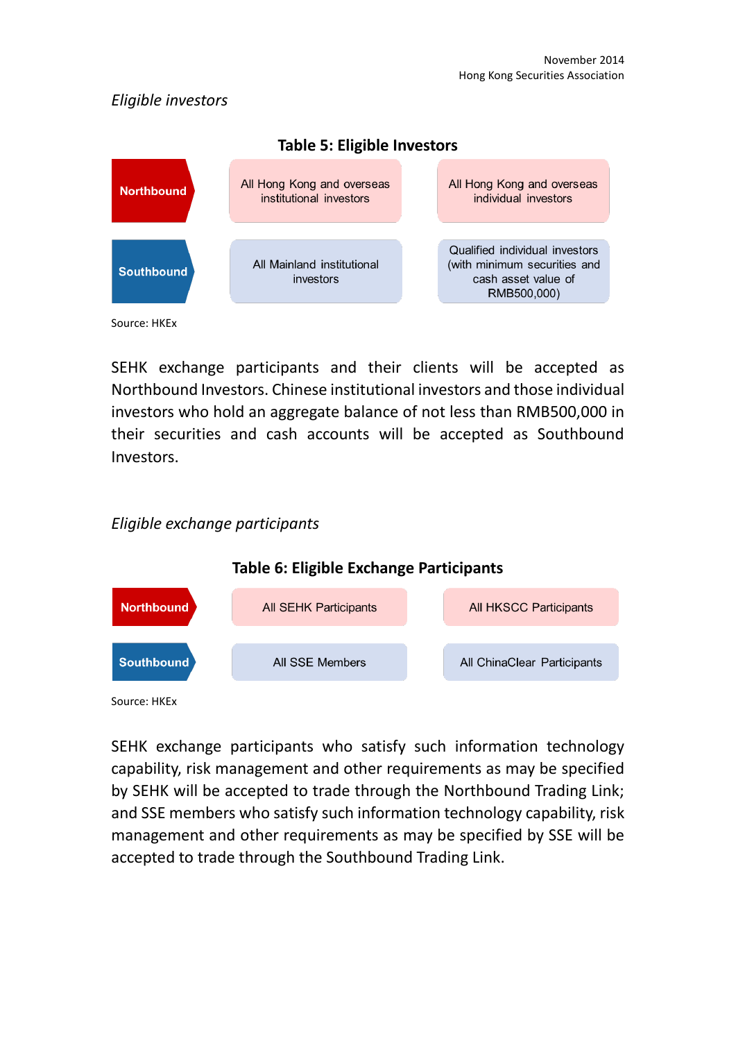*Eligible investors*

**Table 5: Eligible Investors**

| | | |
|---|---|---|
| Northbound | All Hong Kong and overseas institutional investors | All Hong Kong and overseas individual investors |
| Southbound | All Mainland institutional investors | Qualified individual investors (with minimum securities and cash asset value of RMB500,000) |

Source: HKEx

SEHK exchange participants and their clients will be accepted as Northbound Investors. Chinese institutional investors and those individual investors who hold an aggregate balance of not less than RMB500,000 in their securities and cash accounts will be accepted as Southbound Investors.

*Eligible exchange participants*

**Table 6: Eligible Exchange Participants**

| | | |
|---|---|---|
| Northbound | All SEHK Participants | All HKSCC Participants |
| Southbound | All SSE Members | All ChinaClear Participants |

Source: HKEx

SEHK exchange participants who satisfy such information technology capability, risk management and other requirements as may be specified by SEHK will be accepted to trade through the Northbound Trading Link; and SSE members who satisfy such information technology capability, risk management and other requirements as may be specified by SSE will be accepted to trade through the Southbound Trading Link.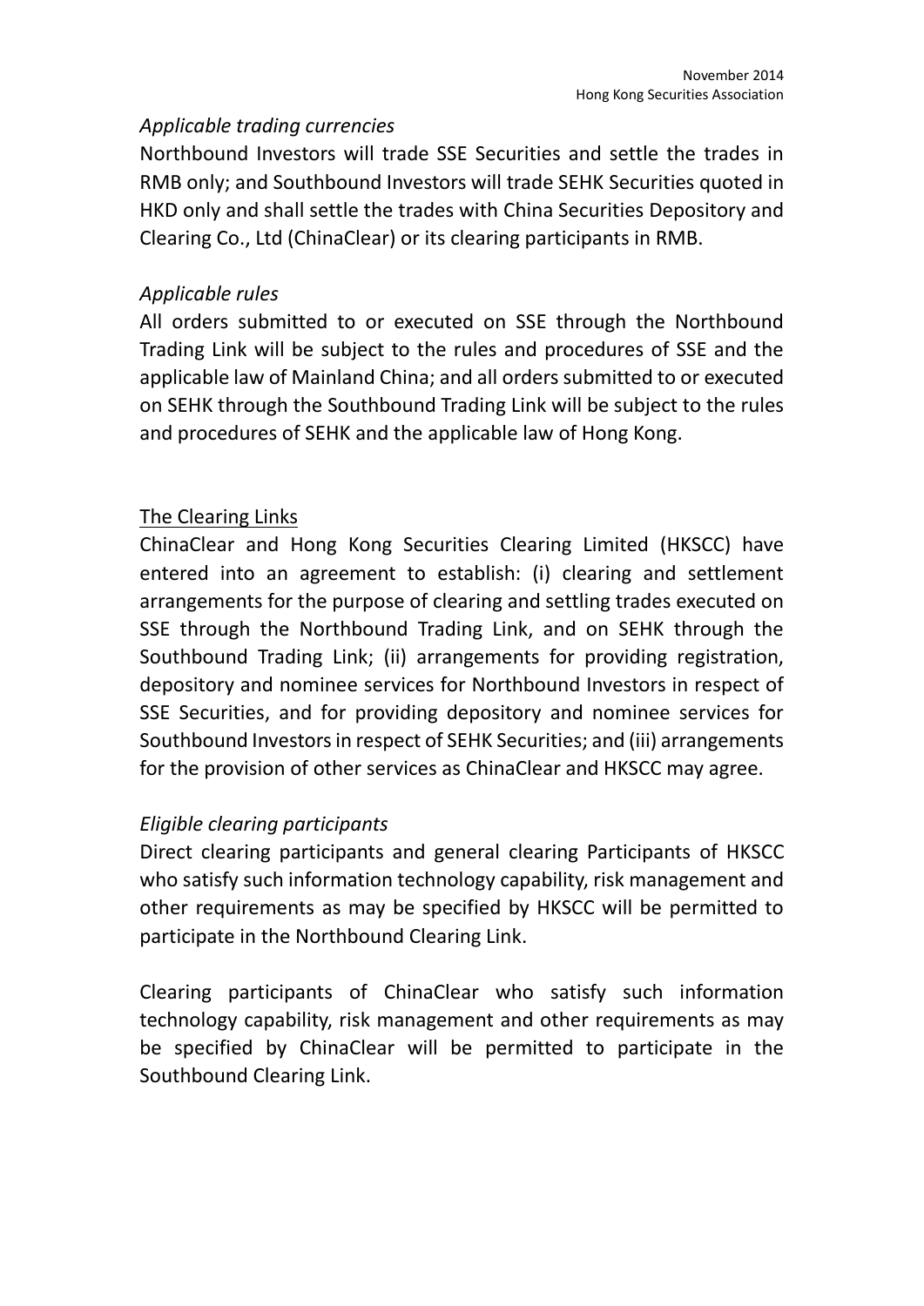*Applicable trading currencies*

Northbound Investors will trade SSE Securities and settle the trades in RMB only; and Southbound Investors will trade SEHK Securities quoted in HKD only and shall settle the trades with China Securities Depository and Clearing Co., Ltd (ChinaClear) or its clearing participants in RMB.

*Applicable rules*

All orders submitted to or executed on SSE through the Northbound Trading Link will be subject to the rules and procedures of SSE and the applicable law of Mainland China; and all orders submitted to or executed on SEHK through the Southbound Trading Link will be subject to the rules and procedures of SEHK and the applicable law of Hong Kong.

<u>The Clearing Links</u>

ChinaClear and Hong Kong Securities Clearing Limited (HKSCC) have entered into an agreement to establish: (i) clearing and settlement arrangements for the purpose of clearing and settling trades executed on SSE through the Northbound Trading Link, and on SEHK through the Southbound Trading Link; (ii) arrangements for providing registration, depository and nominee services for Northbound Investors in respect of SSE Securities, and for providing depository and nominee services for Southbound Investors in respect of SEHK Securities; and (iii) arrangements for the provision of other services as ChinaClear and HKSCC may agree.

*Eligible clearing participants*

Direct clearing participants and general clearing Participants of HKSCC who satisfy such information technology capability, risk management and other requirements as may be specified by HKSCC will be permitted to participate in the Northbound Clearing Link.

Clearing participants of ChinaClear who satisfy such information technology capability, risk management and other requirements as may be specified by ChinaClear will be permitted to participate in the Southbound Clearing Link.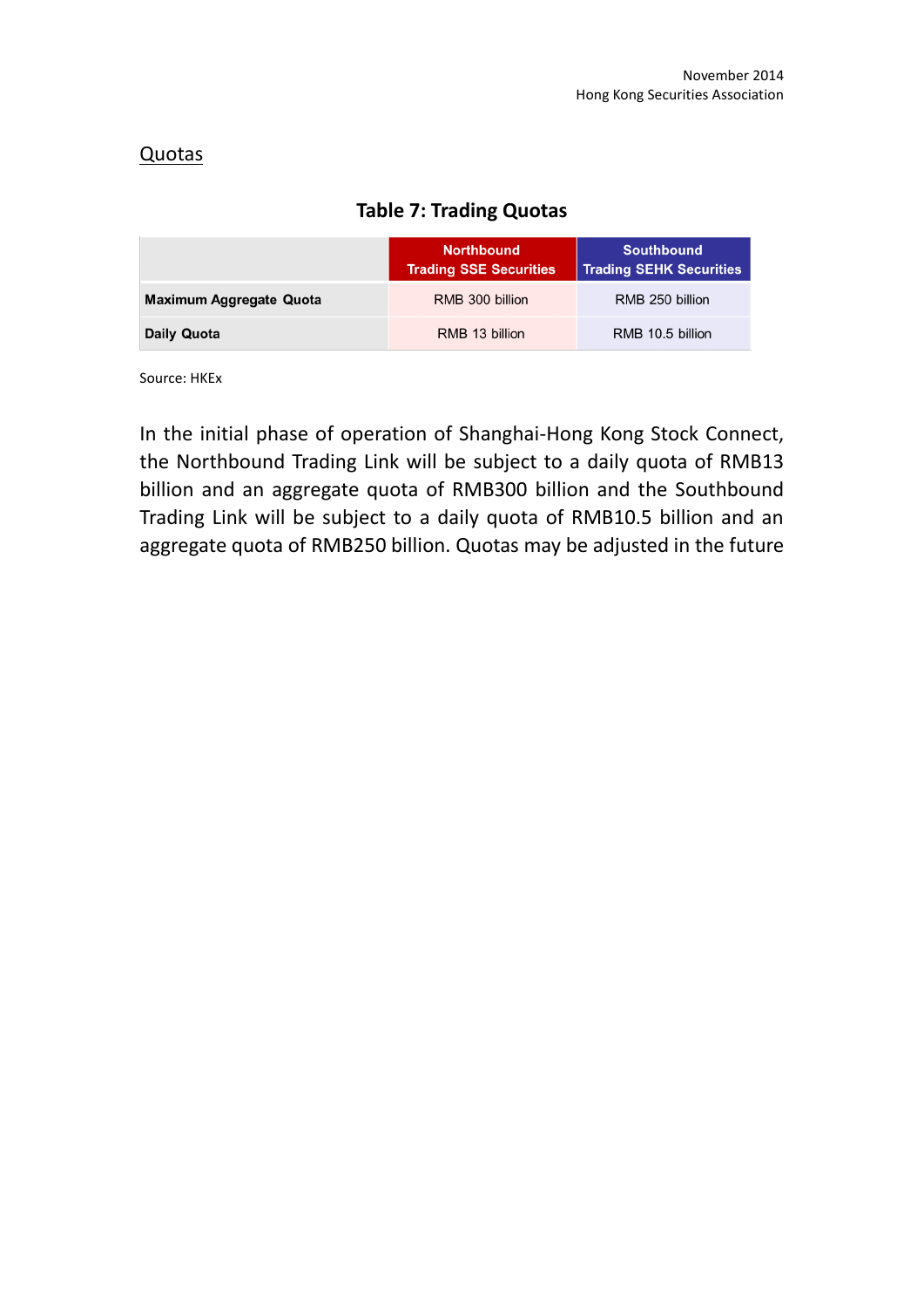## Quotas

**Table 7: Trading Quotas**

| | Northbound Trading SSE Securities | Southbound Trading SEHK Securities |
|---|---|---|
| **Maximum Aggregate Quota** | RMB 300 billion | RMB 250 billion |
| **Daily Quota** | RMB 13 billion | RMB 10.5 billion |

Source: HKEx

In the initial phase of operation of Shanghai-Hong Kong Stock Connect, the Northbound Trading Link will be subject to a daily quota of RMB13 billion and an aggregate quota of RMB300 billion and the Southbound Trading Link will be subject to a daily quota of RMB10.5 billion and an aggregate quota of RMB250 billion. Quotas may be adjusted in the future